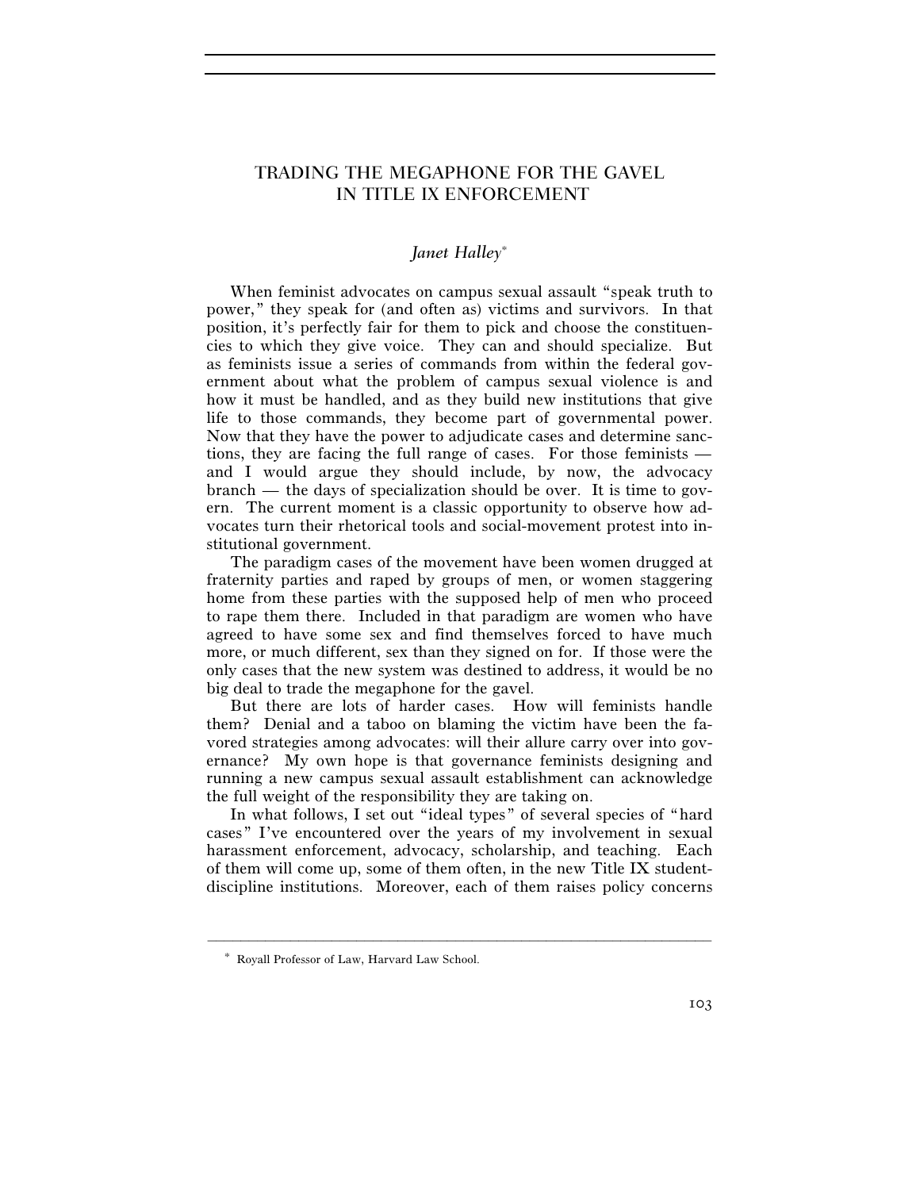# TRADING THE MEGAPHONE FOR THE GAVEL IN TITLE IX ENFORCEMENT

*Janet Halley*[*]

When feminist advocates on campus sexual assault "speak truth to power," they speak for (and often as) victims and survivors. In that position, it's perfectly fair for them to pick and choose the constituencies to which they give voice. They can and should specialize. But as feminists issue a series of commands from within the federal government about what the problem of campus sexual violence is and how it must be handled, and as they build new institutions that give life to those commands, they become part of governmental power. Now that they have the power to adjudicate cases and determine sanctions, they are facing the full range of cases. For those feminists — and I would argue they should include, by now, the advocacy branch — the days of specialization should be over. It is time to govern. The current moment is a classic opportunity to observe how advocates turn their rhetorical tools and social-movement protest into institutional government.

The paradigm cases of the movement have been women drugged at fraternity parties and raped by groups of men, or women staggering home from these parties with the supposed help of men who proceed to rape them there. Included in that paradigm are women who have agreed to have some sex and find themselves forced to have much more, or much different, sex than they signed on for. If those were the only cases that the new system was destined to address, it would be no big deal to trade the megaphone for the gavel.

But there are lots of harder cases. How will feminists handle them? Denial and a taboo on blaming the victim have been the favored strategies among advocates: will their allure carry over into governance? My own hope is that governance feminists designing and running a new campus sexual assault establishment can acknowledge the full weight of the responsibility they are taking on.

In what follows, I set out "ideal types" of several species of "hard cases" I've encountered over the years of my involvement in sexual harassment enforcement, advocacy, scholarship, and teaching. Each of them will come up, some of them often, in the new Title IX student-discipline institutions. Moreover, each of them raises policy concerns

---

[*] Royall Professor of Law, Harvard Law School.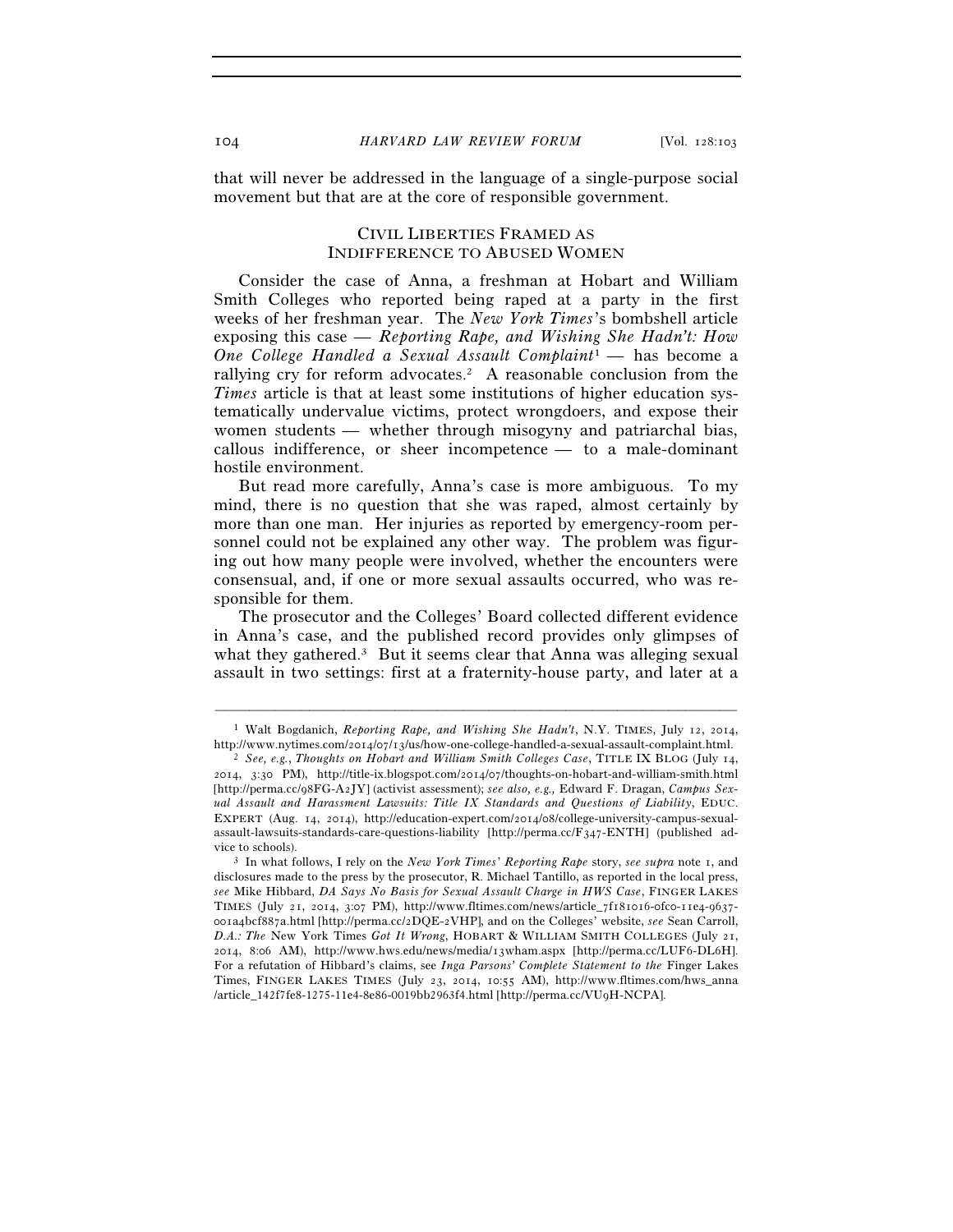that will never be addressed in the language of a single-purpose social movement but that are at the core of responsible government.

## CIVIL LIBERTIES FRAMED AS INDIFFERENCE TO ABUSED WOMEN

Consider the case of Anna, a freshman at Hobart and William Smith Colleges who reported being raped at a party in the first weeks of her freshman year. The *New York Times*'s bombshell article exposing this case — *Reporting Rape, and Wishing She Hadn't: How One College Handled a Sexual Assault Complaint*[1] — has become a rallying cry for reform advocates.[2] A reasonable conclusion from the *Times* article is that at least some institutions of higher education systematically undervalue victims, protect wrongdoers, and expose their women students — whether through misogyny and patriarchal bias, callous indifference, or sheer incompetence — to a male-dominant hostile environment.

But read more carefully, Anna's case is more ambiguous. To my mind, there is no question that she was raped, almost certainly by more than one man. Her injuries as reported by emergency-room personnel could not be explained any other way. The problem was figuring out how many people were involved, whether the encounters were consensual, and, if one or more sexual assaults occurred, who was responsible for them.

The prosecutor and the Colleges' Board collected different evidence in Anna's case, and the published record provides only glimpses of what they gathered.[3] But it seems clear that Anna was alleging sexual assault in two settings: first at a fraternity-house party, and later at a

---

[1] Walt Bogdanich, *Reporting Rape, and Wishing She Hadn't*, N.Y. TIMES, July 12, 2014, http://www.nytimes.com/2014/07/13/us/how-one-college-handled-a-sexual-assault-complaint.html.

[2] *See, e.g.*, *Thoughts on Hobart and William Smith Colleges Case*, TITLE IX BLOG (July 14, 2014, 3:30 PM), http://title-ix.blogspot.com/2014/07/thoughts-on-hobart-and-william-smith.html [http://perma.cc/98FG-A2JY] (activist assessment); *see also, e.g.,* Edward F. Dragan, *Campus Sexual Assault and Harassment Lawsuits: Title IX Standards and Questions of Liability*, EDUC. EXPERT (Aug. 14, 2014), http://education-expert.com/2014/08/college-university-campus-sexual-assault-lawsuits-standards-care-questions-liability [http://perma.cc/F347-ENTH] (published advice to schools).

[3] In what follows, I rely on the *New York Times' Reporting Rape* story, *see supra* note 1, and disclosures made to the press by the prosecutor, R. Michael Tantillo, as reported in the local press, *see* Mike Hibbard, *DA Says No Basis for Sexual Assault Charge in HWS Case*, FINGER LAKES TIMES (July 21, 2014, 3:07 PM), http://www.fltimes.com/news/article_7f181016-0fc0-11e4-9637-001a4bcf887a.html [http://perma.cc/2DQE-2VHP], and on the Colleges' website, *see* Sean Carroll, *D.A.: The* New York Times *Got It Wrong*, HOBART & WILLIAM SMITH COLLEGES (July 21, 2014, 8:06 AM), http://www.hws.edu/news/media/13wham.aspx [http://perma.cc/LUF6-DL6H]. For a refutation of Hibbard's claims, see *Inga Parsons' Complete Statement to the* Finger Lakes Times, FINGER LAKES TIMES (July 23, 2014, 10:55 AM), http://www.fltimes.com/hws_anna/article_142f7fe8-1275-11e4-8e86-0019bb2963f4.html [http://perma.cc/VU9H-NCPA].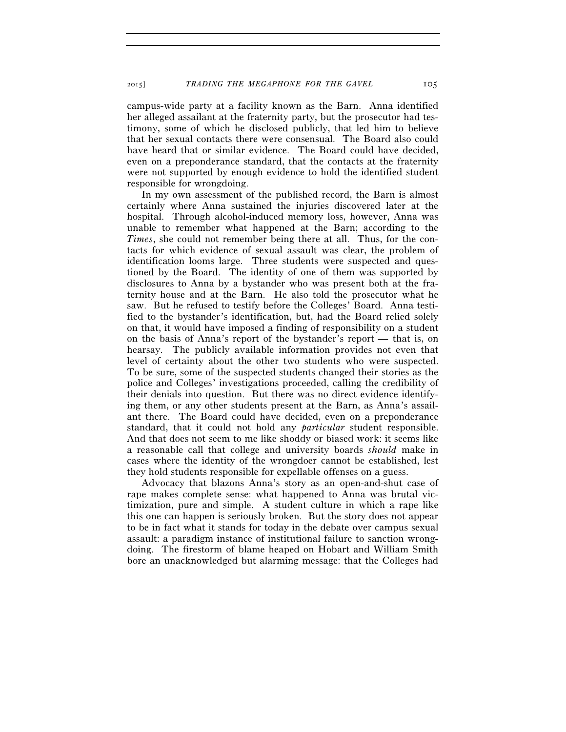campus-wide party at a facility known as the Barn. Anna identified her alleged assailant at the fraternity party, but the prosecutor had testimony, some of which he disclosed publicly, that led him to believe that her sexual contacts there were consensual. The Board also could have heard that or similar evidence. The Board could have decided, even on a preponderance standard, that the contacts at the fraternity were not supported by enough evidence to hold the identified student responsible for wrongdoing.

In my own assessment of the published record, the Barn is almost certainly where Anna sustained the injuries discovered later at the hospital. Through alcohol-induced memory loss, however, Anna was unable to remember what happened at the Barn; according to the *Times*, she could not remember being there at all. Thus, for the contacts for which evidence of sexual assault was clear, the problem of identification looms large. Three students were suspected and questioned by the Board. The identity of one of them was supported by disclosures to Anna by a bystander who was present both at the fraternity house and at the Barn. He also told the prosecutor what he saw. But he refused to testify before the Colleges' Board. Anna testified to the bystander's identification, but, had the Board relied solely on that, it would have imposed a finding of responsibility on a student on the basis of Anna's report of the bystander's report — that is, on hearsay. The publicly available information provides not even that level of certainty about the other two students who were suspected. To be sure, some of the suspected students changed their stories as the police and Colleges' investigations proceeded, calling the credibility of their denials into question. But there was no direct evidence identifying them, or any other students present at the Barn, as Anna's assailant there. The Board could have decided, even on a preponderance standard, that it could not hold any *particular* student responsible. And that does not seem to me like shoddy or biased work: it seems like a reasonable call that college and university boards *should* make in cases where the identity of the wrongdoer cannot be established, lest they hold students responsible for expellable offenses on a guess.

Advocacy that blazons Anna's story as an open-and-shut case of rape makes complete sense: what happened to Anna was brutal victimization, pure and simple. A student culture in which a rape like this one can happen is seriously broken. But the story does not appear to be in fact what it stands for today in the debate over campus sexual assault: a paradigm instance of institutional failure to sanction wrongdoing. The firestorm of blame heaped on Hobart and William Smith bore an unacknowledged but alarming message: that the Colleges had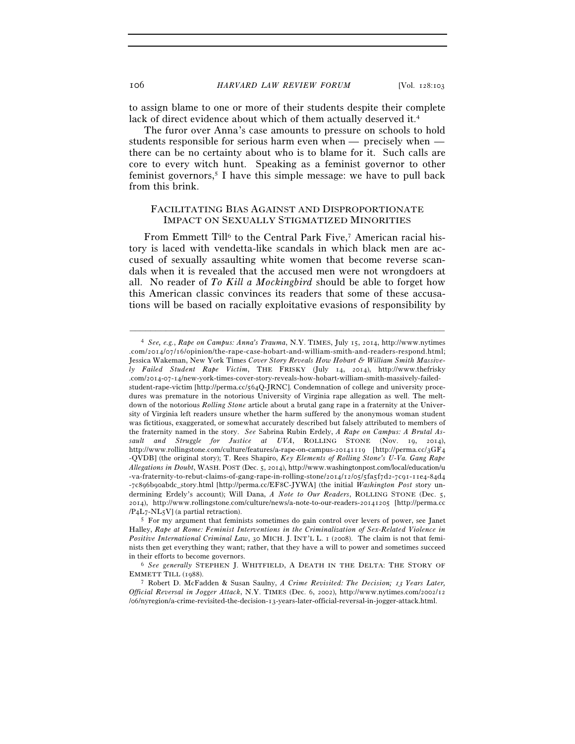to assign blame to one or more of their students despite their complete lack of direct evidence about which of them actually deserved it.[4]

The furor over Anna's case amounts to pressure on schools to hold students responsible for serious harm even when — precisely when — there can be no certainty about who is to blame for it. Such calls are core to every witch hunt. Speaking as a feminist governor to other feminist governors,[5] I have this simple message: we have to pull back from this brink.

## FACILITATING BIAS AGAINST AND DISPROPORTIONATE IMPACT ON SEXUALLY STIGMATIZED MINORITIES

From Emmett Till[6] to the Central Park Five,[7] American racial history is laced with vendetta-like scandals in which black men are accused of sexually assaulting white women that become reverse scandals when it is revealed that the accused men were not wrongdoers at all. No reader of *To Kill a Mockingbird* should be able to forget how this American classic convinces its readers that some of these accusations will be based on racially exploitative evasions of responsibility by

---

[4] *See, e.g.*, *Rape on Campus: Anna's Trauma*, N.Y. TIMES, July 15, 2014, http://www.nytimes.com/2014/07/16/opinion/the-rape-case-hobart-and-william-smith-and-readers-respond.html; Jessica Wakeman, New York Times *Cover Story Reveals How Hobart & William Smith Massively Failed Student Rape Victim*, THE FRISKY (July 14, 2014), http://www.thefrisky.com/2014-07-14/new-york-times-cover-story-reveals-how-hobart-william-smith-massively-failed-student-rape-victim [http://perma.cc/564Q-JRNC]. Condemnation of college and university procedures was premature in the notorious University of Virginia rape allegation as well. The meltdown of the notorious *Rolling Stone* article about a brutal gang rape in a fraternity at the University of Virginia left readers unsure whether the harm suffered by the anonymous woman student was fictitious, exaggerated, or somewhat accurately described but falsely attributed to members of the fraternity named in the story. *See* Sabrina Rubin Erdely, *A Rape on Campus: A Brutal Assault and Struggle for Justice at UVA*, ROLLING STONE (Nov. 19, 2014), http://www.rollingstone.com/culture/features/a-rape-on-campus-20141119 [http://perma.cc/3GF4-QVDB] (the original story); T. Rees Shapiro, *Key Elements of Rolling Stone's U-Va. Gang Rape Allegations in Doubt*, WASH. POST (Dec. 5, 2014), http://www.washingtonpost.com/local/education/u-va-fraternity-to-rebut-claims-of-gang-rape-in-rolling-stone/2014/12/05/5fa5f7d2-7c91-11e4-84d4-7c896b90abdc_story.html [http://perma.cc/EF8C-JYWA] (the initial *Washington Post* story undermining Erdely's account); Will Dana, *A Note to Our Readers*, ROLLING STONE (Dec. 5, 2014), http://www.rollingstone.com/culture/news/a-note-to-our-readers-20141205 [http://perma.cc/P4L7-NL5V] (a partial retraction).

[5] For my argument that feminists sometimes do gain control over levers of power, see Janet Halley, *Rape at Rome: Feminist Interventions in the Criminalization of Sex-Related Violence in Positive International Criminal Law*, 30 MICH. J. INT'L L. 1 (2008). The claim is not that feminists then get everything they want; rather, that they have a will to power and sometimes succeed in their efforts to become governors.

[6] *See generally* STEPHEN J. WHITFIELD, A DEATH IN THE DELTA: THE STORY OF EMMETT TILL (1988).

[7] Robert D. McFadden & Susan Saulny, *A Crime Revisited: The Decision; 13 Years Later, Official Reversal in Jogger Attack*, N.Y. TIMES (Dec. 6, 2002), http://www.nytimes.com/2002/12/06/nyregion/a-crime-revisited-the-decision-13-years-later-official-reversal-in-jogger-attack.html.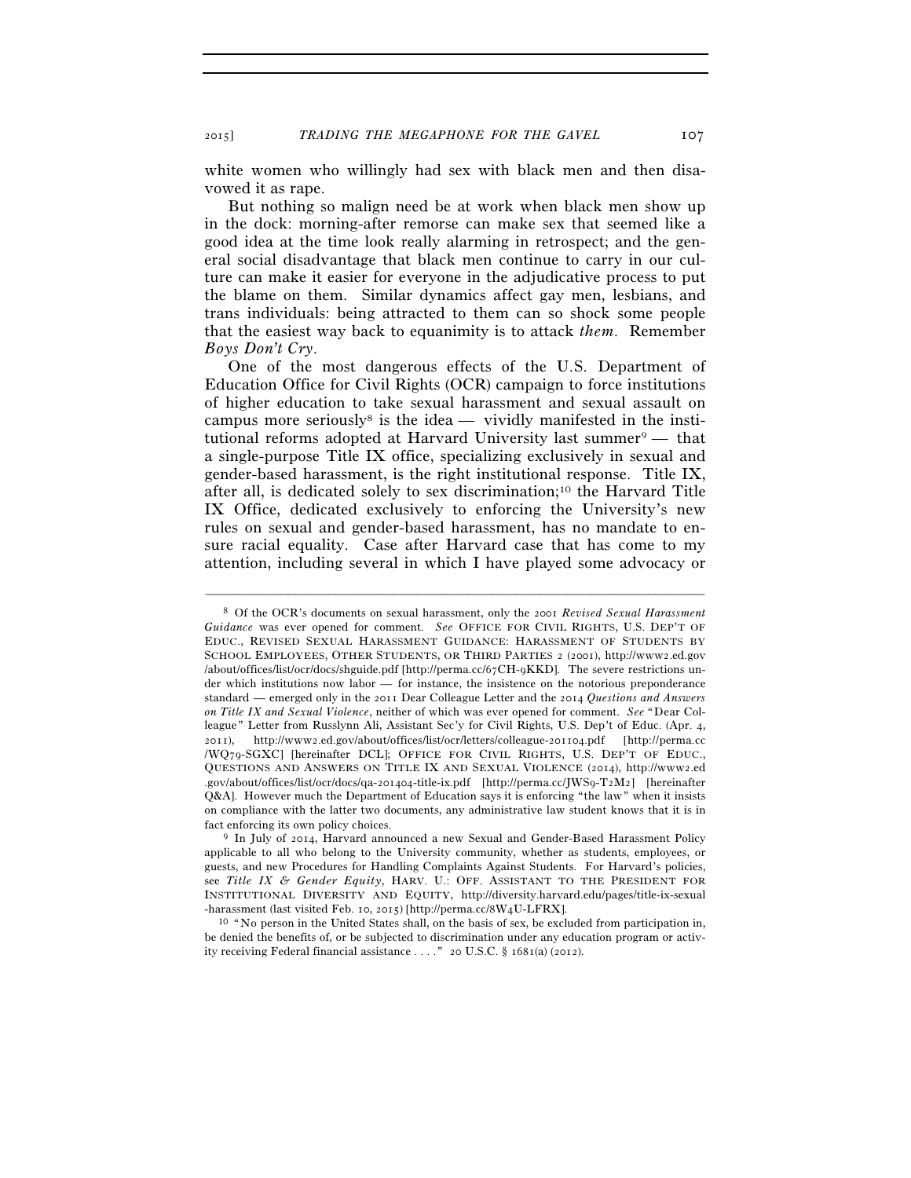white women who willingly had sex with black men and then disavowed it as rape.

But nothing so malign need be at work when black men show up in the dock: morning-after remorse can make sex that seemed like a good idea at the time look really alarming in retrospect; and the general social disadvantage that black men continue to carry in our culture can make it easier for everyone in the adjudicative process to put the blame on them. Similar dynamics affect gay men, lesbians, and trans individuals: being attracted to them can so shock some people that the easiest way back to equanimity is to attack *them*. Remember *Boys Don't Cry*.

One of the most dangerous effects of the U.S. Department of Education Office for Civil Rights (OCR) campaign to force institutions of higher education to take sexual harassment and sexual assault on campus more seriously[8] is the idea — vividly manifested in the institutional reforms adopted at Harvard University last summer[9] — that a single-purpose Title IX office, specializing exclusively in sexual and gender-based harassment, is the right institutional response. Title IX, after all, is dedicated solely to sex discrimination;[10] the Harvard Title IX Office, dedicated exclusively to enforcing the University's new rules on sexual and gender-based harassment, has no mandate to ensure racial equality. Case after Harvard case that has come to my attention, including several in which I have played some advocacy or

---

[8] Of the OCR's documents on sexual harassment, only the 2001 *Revised Sexual Harassment Guidance* was ever opened for comment. *See* OFFICE FOR CIVIL RIGHTS, U.S. DEP'T OF EDUC., REVISED SEXUAL HARASSMENT GUIDANCE: HARASSMENT OF STUDENTS BY SCHOOL EMPLOYEES, OTHER STUDENTS, OR THIRD PARTIES 2 (2001), http://www2.ed.gov/about/offices/list/ocr/docs/shguide.pdf [http://perma.cc/67CH-9KKD]. The severe restrictions under which institutions now labor — for instance, the insistence on the notorious preponderance standard — emerged only in the 2011 Dear Colleague Letter and the 2014 *Questions and Answers on Title IX and Sexual Violence*, neither of which was ever opened for comment. *See* "Dear Colleague" Letter from Russlynn Ali, Assistant Sec'y for Civil Rights, U.S. Dep't of Educ. (Apr. 4, 2011), http://www2.ed.gov/about/offices/list/ocr/letters/colleague-201104.pdf [http://perma.cc/WQ79-SGXC] [hereinafter DCL]; OFFICE FOR CIVIL RIGHTS, U.S. DEP'T OF EDUC., QUESTIONS AND ANSWERS ON TITLE IX AND SEXUAL VIOLENCE (2014), http://www2.ed.gov/about/offices/list/ocr/docs/qa-201404-title-ix.pdf [http://perma.cc/JWS9-T2M2] [hereinafter Q&A]. However much the Department of Education says it is enforcing "the law" when it insists on compliance with the latter two documents, any administrative law student knows that it is in fact enforcing its own policy choices.

[9] In July of 2014, Harvard announced a new Sexual and Gender-Based Harassment Policy applicable to all who belong to the University community, whether as students, employees, or guests, and new Procedures for Handling Complaints Against Students. For Harvard's policies, see *Title IX & Gender Equity*, HARV. U.: OFF. ASSISTANT TO THE PRESIDENT FOR INSTITUTIONAL DIVERSITY AND EQUITY, http://diversity.harvard.edu/pages/title-ix-sexual-harassment (last visited Feb. 10, 2015) [http://perma.cc/8W4U-LFRX].

[10] "No person in the United States shall, on the basis of sex, be excluded from participation in, be denied the benefits of, or be subjected to discrimination under any education program or activity receiving Federal financial assistance . . . ." 20 U.S.C. § 1681(a) (2012).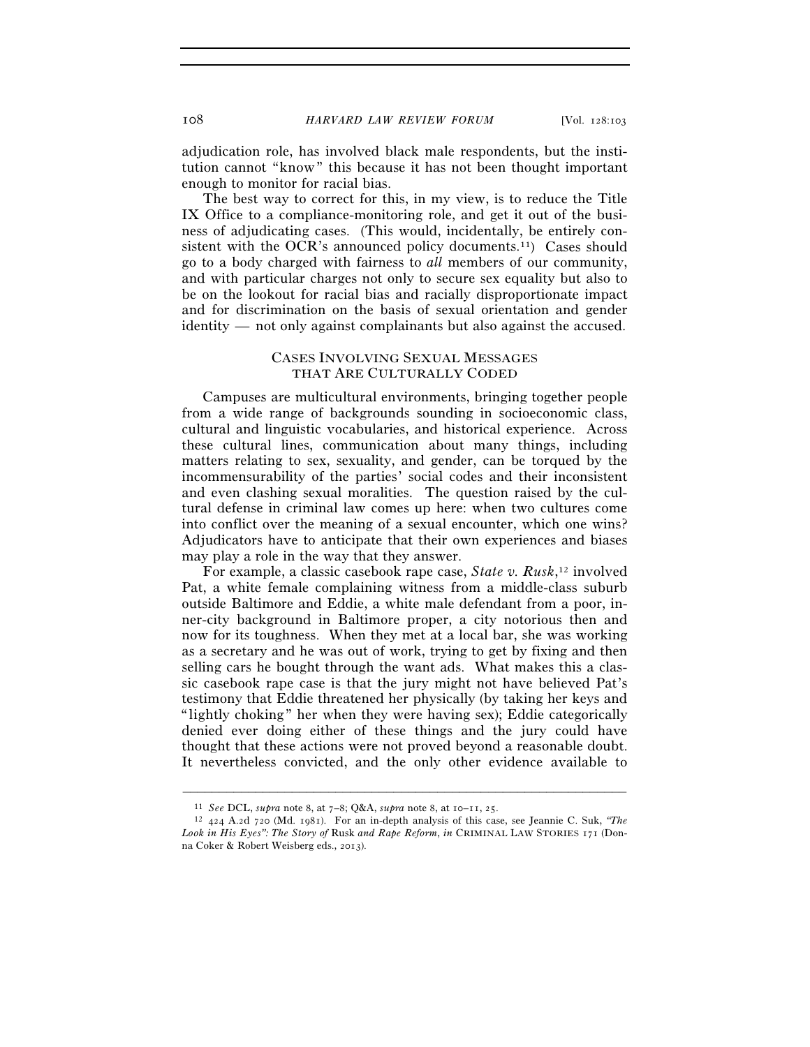adjudication role, has involved black male respondents, but the institution cannot "know" this because it has not been thought important enough to monitor for racial bias.

The best way to correct for this, in my view, is to reduce the Title IX Office to a compliance-monitoring role, and get it out of the business of adjudicating cases. (This would, incidentally, be entirely consistent with the OCR's announced policy documents.[11]) Cases should go to a body charged with fairness to *all* members of our community, and with particular charges not only to secure sex equality but also to be on the lookout for racial bias and racially disproportionate impact and for discrimination on the basis of sexual orientation and gender identity — not only against complainants but also against the accused.

## Cases Involving Sexual Messages that Are Culturally Coded

Campuses are multicultural environments, bringing together people from a wide range of backgrounds sounding in socioeconomic class, cultural and linguistic vocabularies, and historical experience. Across these cultural lines, communication about many things, including matters relating to sex, sexuality, and gender, can be torqued by the incommensurability of the parties' social codes and their inconsistent and even clashing sexual moralities. The question raised by the cultural defense in criminal law comes up here: when two cultures come into conflict over the meaning of a sexual encounter, which one wins? Adjudicators have to anticipate that their own experiences and biases may play a role in the way that they answer.

For example, a classic casebook rape case, *State v. Rusk*,[12] involved Pat, a white female complaining witness from a middle-class suburb outside Baltimore and Eddie, a white male defendant from a poor, inner-city background in Baltimore proper, a city notorious then and now for its toughness. When they met at a local bar, she was working as a secretary and he was out of work, trying to get by fixing and then selling cars he bought through the want ads. What makes this a classic casebook rape case is that the jury might not have believed Pat's testimony that Eddie threatened her physically (by taking her keys and "lightly choking" her when they were having sex); Eddie categorically denied ever doing either of these things and the jury could have thought that these actions were not proved beyond a reasonable doubt. It nevertheless convicted, and the only other evidence available to

---

[11] *See* DCL, *supra* note 8, at 7–8; Q&A, *supra* note 8, at 10–11, 25.

[12] 424 A.2d 720 (Md. 1981). For an in-depth analysis of this case, see Jeannie C. Suk, *"The Look in His Eyes": The Story of* Rusk *and Rape Reform*, *in* CRIMINAL LAW STORIES 171 (Donna Coker & Robert Weisberg eds., 2013).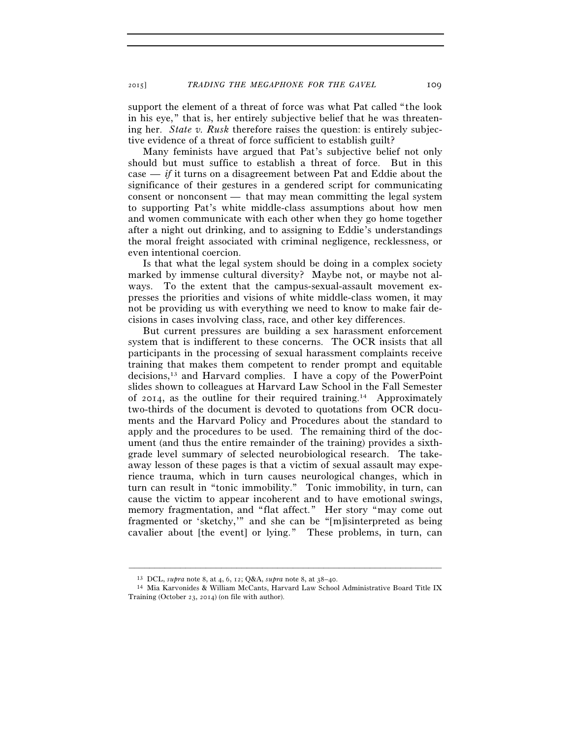support the element of a threat of force was what Pat called "the look in his eye," that is, her entirely subjective belief that he was threatening her. *State v. Rusk* therefore raises the question: is entirely subjective evidence of a threat of force sufficient to establish guilt?

Many feminists have argued that Pat's subjective belief not only should but must suffice to establish a threat of force. But in this case — *if* it turns on a disagreement between Pat and Eddie about the significance of their gestures in a gendered script for communicating consent or nonconsent — that may mean committing the legal system to supporting Pat's white middle-class assumptions about how men and women communicate with each other when they go home together after a night out drinking, and to assigning to Eddie's understandings the moral freight associated with criminal negligence, recklessness, or even intentional coercion.

Is that what the legal system should be doing in a complex society marked by immense cultural diversity? Maybe not, or maybe not always. To the extent that the campus-sexual-assault movement expresses the priorities and visions of white middle-class women, it may not be providing us with everything we need to know to make fair decisions in cases involving class, race, and other key differences.

But current pressures are building a sex harassment enforcement system that is indifferent to these concerns. The OCR insists that all participants in the processing of sexual harassment complaints receive training that makes them competent to render prompt and equitable decisions,[13] and Harvard complies. I have a copy of the PowerPoint slides shown to colleagues at Harvard Law School in the Fall Semester of 2014, as the outline for their required training.[14] Approximately two-thirds of the document is devoted to quotations from OCR documents and the Harvard Policy and Procedures about the standard to apply and the procedures to be used. The remaining third of the document (and thus the entire remainder of the training) provides a sixth-grade level summary of selected neurobiological research. The takeaway lesson of these pages is that a victim of sexual assault may experience trauma, which in turn causes neurological changes, which in turn can result in "tonic immobility." Tonic immobility, in turn, can cause the victim to appear incoherent and to have emotional swings, memory fragmentation, and "flat affect." Her story "may come out fragmented or 'sketchy,'" and she can be "[m]isinterpreted as being cavalier about [the event] or lying." These problems, in turn, can

---

[13] DCL, *supra* note 8, at 4, 6, 12; Q&A, *supra* note 8, at 38–40.

[14] Mia Karvonides & William McCants, Harvard Law School Administrative Board Title IX Training (October 23, 2014) (on file with author).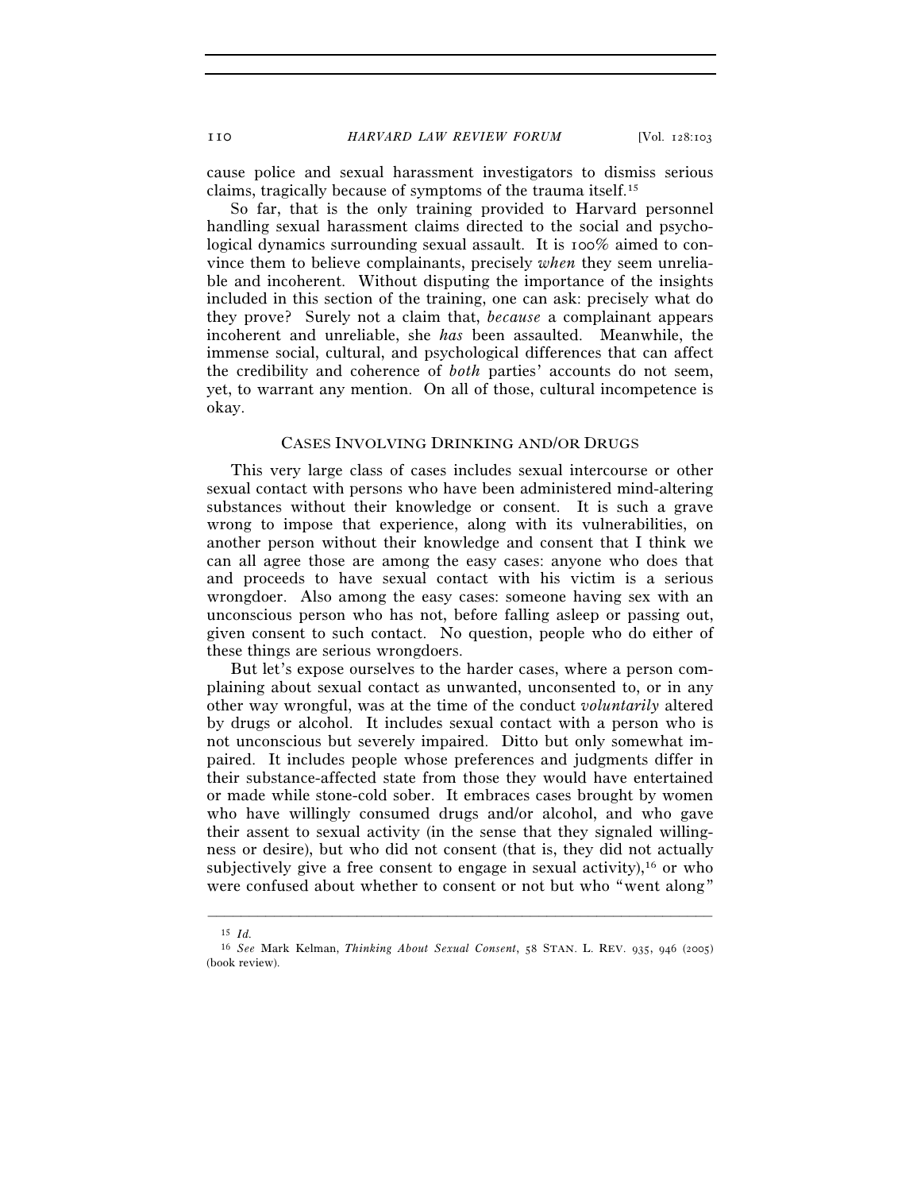cause police and sexual harassment investigators to dismiss serious claims, tragically because of symptoms of the trauma itself.[15]

So far, that is the only training provided to Harvard personnel handling sexual harassment claims directed to the social and psychological dynamics surrounding sexual assault. It is 100% aimed to convince them to believe complainants, precisely *when* they seem unreliable and incoherent. Without disputing the importance of the insights included in this section of the training, one can ask: precisely what do they prove? Surely not a claim that, *because* a complainant appears incoherent and unreliable, she *has* been assaulted. Meanwhile, the immense social, cultural, and psychological differences that can affect the credibility and coherence of *both* parties' accounts do not seem, yet, to warrant any mention. On all of those, cultural incompetence is okay.

## CASES INVOLVING DRINKING AND/OR DRUGS

This very large class of cases includes sexual intercourse or other sexual contact with persons who have been administered mind-altering substances without their knowledge or consent. It is such a grave wrong to impose that experience, along with its vulnerabilities, on another person without their knowledge and consent that I think we can all agree those are among the easy cases: anyone who does that and proceeds to have sexual contact with his victim is a serious wrongdoer. Also among the easy cases: someone having sex with an unconscious person who has not, before falling asleep or passing out, given consent to such contact. No question, people who do either of these things are serious wrongdoers.

But let's expose ourselves to the harder cases, where a person complaining about sexual contact as unwanted, unconsented to, or in any other way wrongful, was at the time of the conduct *voluntarily* altered by drugs or alcohol. It includes sexual contact with a person who is not unconscious but severely impaired. Ditto but only somewhat impaired. It includes people whose preferences and judgments differ in their substance-affected state from those they would have entertained or made while stone-cold sober. It embraces cases brought by women who have willingly consumed drugs and/or alcohol, and who gave their assent to sexual activity (in the sense that they signaled willingness or desire), but who did not consent (that is, they did not actually subjectively give a free consent to engage in sexual activity),[16] or who were confused about whether to consent or not but who "went along"

---

[15] *Id.*

[16] *See* Mark Kelman, *Thinking About Sexual Consent*, 58 STAN. L. REV. 935, 946 (2005) (book review).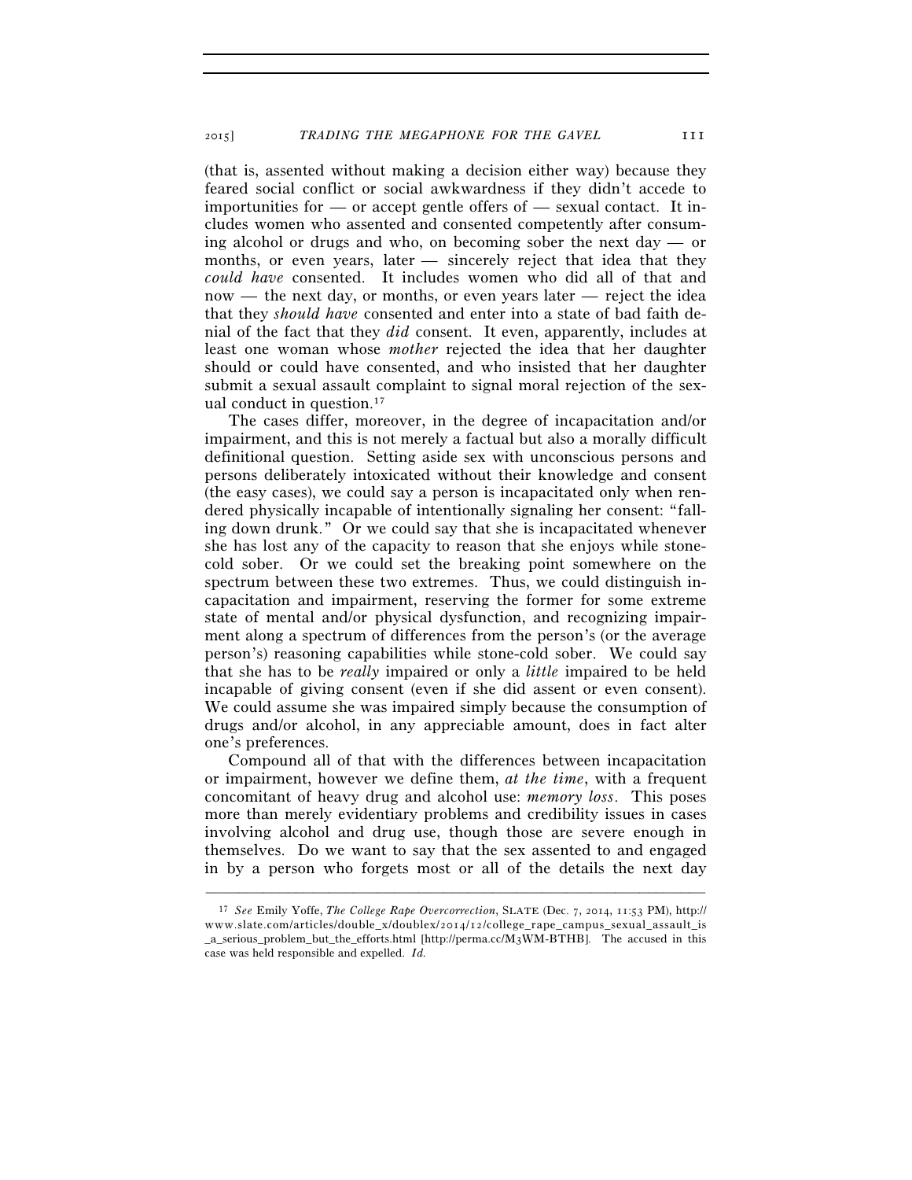(that is, assented without making a decision either way) because they feared social conflict or social awkwardness if they didn't accede to importunities for — or accept gentle offers of — sexual contact. It includes women who assented and consented competently after consuming alcohol or drugs and who, on becoming sober the next day — or months, or even years, later — sincerely reject that idea that they *could have* consented. It includes women who did all of that and now — the next day, or months, or even years later — reject the idea that they *should have* consented and enter into a state of bad faith denial of the fact that they *did* consent. It even, apparently, includes at least one woman whose *mother* rejected the idea that her daughter should or could have consented, and who insisted that her daughter submit a sexual assault complaint to signal moral rejection of the sexual conduct in question.[17]

The cases differ, moreover, in the degree of incapacitation and/or impairment, and this is not merely a factual but also a morally difficult definitional question. Setting aside sex with unconscious persons and persons deliberately intoxicated without their knowledge and consent (the easy cases), we could say a person is incapacitated only when rendered physically incapable of intentionally signaling her consent: "falling down drunk." Or we could say that she is incapacitated whenever she has lost any of the capacity to reason that she enjoys while stone-cold sober. Or we could set the breaking point somewhere on the spectrum between these two extremes. Thus, we could distinguish incapacitation and impairment, reserving the former for some extreme state of mental and/or physical dysfunction, and recognizing impairment along a spectrum of differences from the person's (or the average person's) reasoning capabilities while stone-cold sober. We could say that she has to be *really* impaired or only a *little* impaired to be held incapable of giving consent (even if she did assent or even consent). We could assume she was impaired simply because the consumption of drugs and/or alcohol, in any appreciable amount, does in fact alter one's preferences.

Compound all of that with the differences between incapacitation or impairment, however we define them, *at the time*, with a frequent concomitant of heavy drug and alcohol use: *memory loss*. This poses more than merely evidentiary problems and credibility issues in cases involving alcohol and drug use, though those are severe enough in themselves. Do we want to say that the sex assented to and engaged in by a person who forgets most or all of the details the next day

---

[17] *See* Emily Yoffe, *The College Rape Overcorrection*, SLATE (Dec. 7, 2014, 11:53 PM), http://www.slate.com/articles/double_x/doublex/2014/12/college_rape_campus_sexual_assault_is_a_serious_problem_but_the_efforts.html [http://perma.cc/M3WM-BTHB]. The accused in this case was held responsible and expelled. *Id.*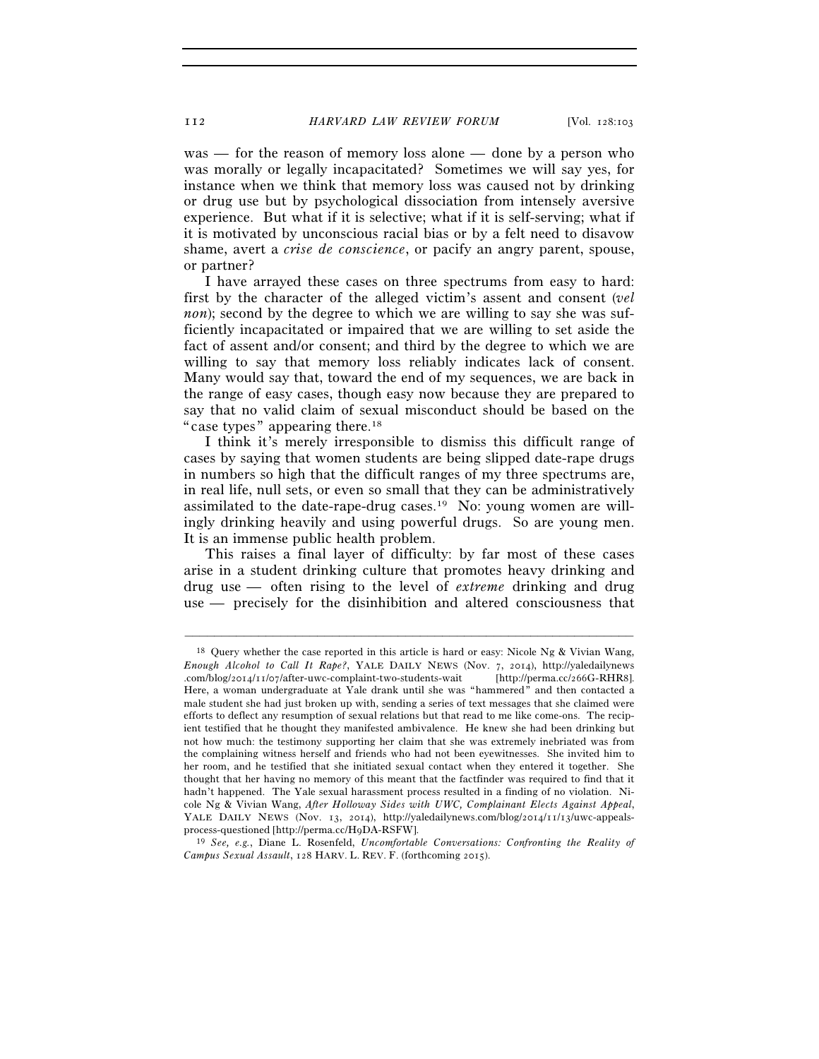was — for the reason of memory loss alone — done by a person who was morally or legally incapacitated? Sometimes we will say yes, for instance when we think that memory loss was caused not by drinking or drug use but by psychological dissociation from intensely aversive experience. But what if it is selective; what if it is self-serving; what if it is motivated by unconscious racial bias or by a felt need to disavow shame, avert a *crise de conscience*, or pacify an angry parent, spouse, or partner?

I have arrayed these cases on three spectrums from easy to hard: first by the character of the alleged victim's assent and consent (*vel non*); second by the degree to which we are willing to say she was sufficiently incapacitated or impaired that we are willing to set aside the fact of assent and/or consent; and third by the degree to which we are willing to say that memory loss reliably indicates lack of consent. Many would say that, toward the end of my sequences, we are back in the range of easy cases, though easy now because they are prepared to say that no valid claim of sexual misconduct should be based on the "case types" appearing there.[18]

I think it's merely irresponsible to dismiss this difficult range of cases by saying that women students are being slipped date-rape drugs in numbers so high that the difficult ranges of my three spectrums are, in real life, null sets, or even so small that they can be administratively assimilated to the date-rape-drug cases.[19] No: young women are willingly drinking heavily and using powerful drugs. So are young men. It is an immense public health problem.

This raises a final layer of difficulty: by far most of these cases arise in a student drinking culture that promotes heavy drinking and drug use — often rising to the level of *extreme* drinking and drug use — precisely for the disinhibition and altered consciousness that

---

[18] Query whether the case reported in this article is hard or easy: Nicole Ng & Vivian Wang, *Enough Alcohol to Call It Rape?*, YALE DAILY NEWS (Nov. 7, 2014), http://yaledailynews.com/blog/2014/11/07/after-uwc-complaint-two-students-wait [http://perma.cc/266G-RHR8]. Here, a woman undergraduate at Yale drank until she was "hammered" and then contacted a male student she had just broken up with, sending a series of text messages that she claimed were efforts to deflect any resumption of sexual relations but that read to me like come-ons. The recipient testified that he thought they manifested ambivalence. He knew she had been drinking but not how much: the testimony supporting her claim that she was extremely inebriated was from the complaining witness herself and friends who had not been eyewitnesses. She invited him to her room, and he testified that she initiated sexual contact when they entered it together. She thought that her having no memory of this meant that the factfinder was required to find that it hadn't happened. The Yale sexual harassment process resulted in a finding of no violation. Nicole Ng & Vivian Wang, *After Holloway Sides with UWC, Complainant Elects Against Appeal*, YALE DAILY NEWS (Nov. 13, 2014), http://yaledailynews.com/blog/2014/11/13/uwc-appeals-process-questioned [http://perma.cc/H9DA-RSFW].

[19] *See, e.g.*, Diane L. Rosenfeld, *Uncomfortable Conversations: Confronting the Reality of Campus Sexual Assault*, 128 HARV. L. REV. F. (forthcoming 2015).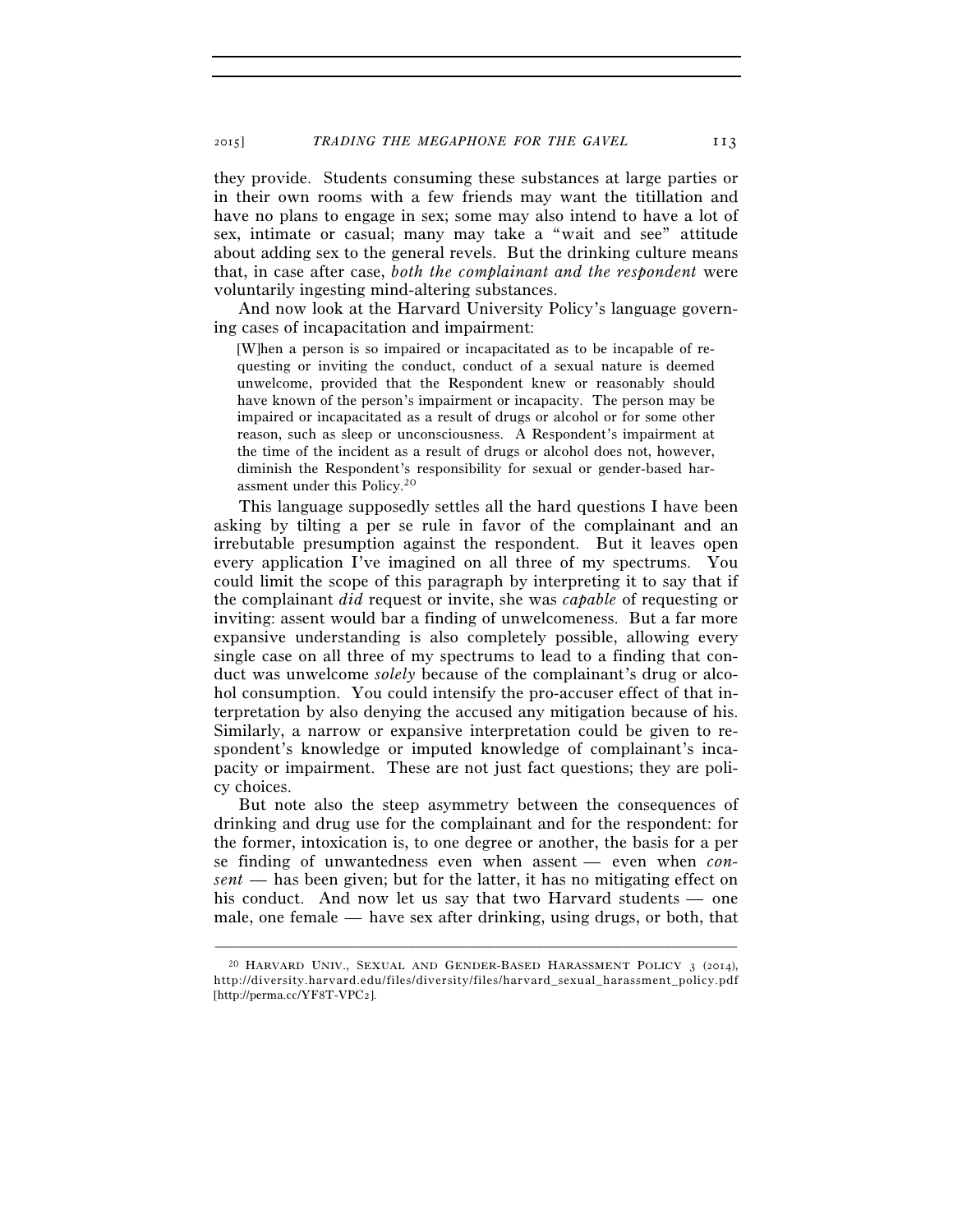they provide. Students consuming these substances at large parties or in their own rooms with a few friends may want the titillation and have no plans to engage in sex; some may also intend to have a lot of sex, intimate or casual; many may take a "wait and see" attitude about adding sex to the general revels. But the drinking culture means that, in case after case, *both the complainant and the respondent* were voluntarily ingesting mind-altering substances.

And now look at the Harvard University Policy's language governing cases of incapacitation and impairment:

> [W]hen a person is so impaired or incapacitated as to be incapable of requesting or inviting the conduct, conduct of a sexual nature is deemed unwelcome, provided that the Respondent knew or reasonably should have known of the person's impairment or incapacity. The person may be impaired or incapacitated as a result of drugs or alcohol or for some other reason, such as sleep or unconsciousness. A Respondent's impairment at the time of the incident as a result of drugs or alcohol does not, however, diminish the Respondent's responsibility for sexual or gender-based harassment under this Policy.[20]

This language supposedly settles all the hard questions I have been asking by tilting a per se rule in favor of the complainant and an irrebutable presumption against the respondent. But it leaves open every application I've imagined on all three of my spectrums. You could limit the scope of this paragraph by interpreting it to say that if the complainant *did* request or invite, she was *capable* of requesting or inviting: assent would bar a finding of unwelcomeness. But a far more expansive understanding is also completely possible, allowing every single case on all three of my spectrums to lead to a finding that conduct was unwelcome *solely* because of the complainant's drug or alcohol consumption. You could intensify the pro-accuser effect of that interpretation by also denying the accused any mitigation because of his. Similarly, a narrow or expansive interpretation could be given to respondent's knowledge or imputed knowledge of complainant's incapacity or impairment. These are not just fact questions; they are policy choices.

But note also the steep asymmetry between the consequences of drinking and drug use for the complainant and for the respondent: for the former, intoxication is, to one degree or another, the basis for a per se finding of unwantedness even when assent — even when *consent* — has been given; but for the latter, it has no mitigating effect on his conduct. And now let us say that two Harvard students — one male, one female — have sex after drinking, using drugs, or both, that

---

[20] HARVARD UNIV., SEXUAL AND GENDER-BASED HARASSMENT POLICY 3 (2014), http://diversity.harvard.edu/files/diversity/files/harvard_sexual_harassment_policy.pdf [http://perma.cc/YF8T-VPC2].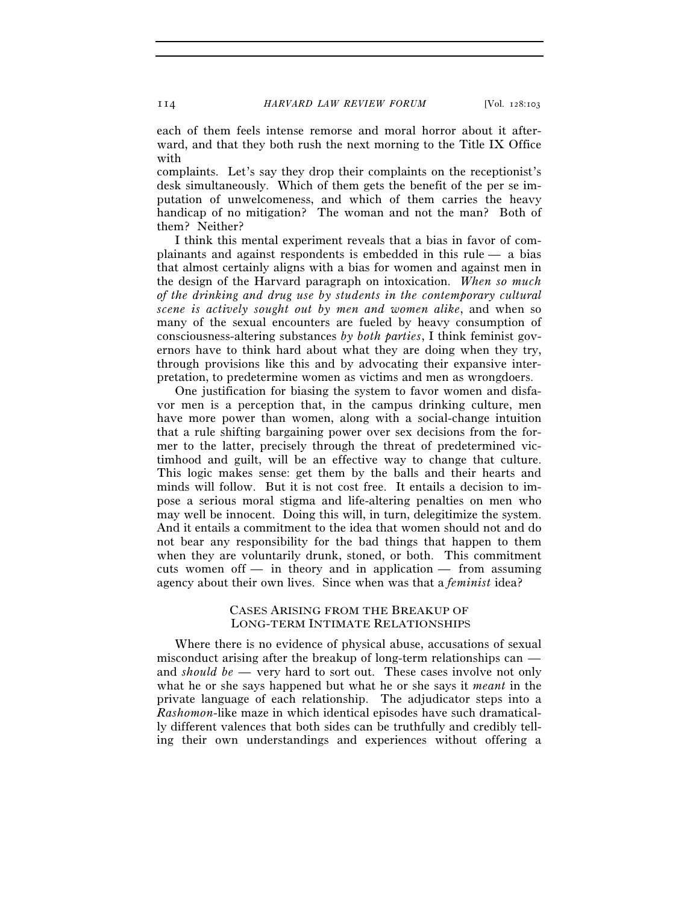each of them feels intense remorse and moral horror about it afterward, and that they both rush the next morning to the Title IX Office with complaints. Let's say they drop their complaints on the receptionist's desk simultaneously. Which of them gets the benefit of the per se imputation of unwelcomeness, and which of them carries the heavy handicap of no mitigation? The woman and not the man? Both of them? Neither?

I think this mental experiment reveals that a bias in favor of complainants and against respondents is embedded in this rule — a bias that almost certainly aligns with a bias for women and against men in the design of the Harvard paragraph on intoxication. *When so much of the drinking and drug use by students in the contemporary cultural scene is actively sought out by men and women alike*, and when so many of the sexual encounters are fueled by heavy consumption of consciousness-altering substances *by both parties*, I think feminist governors have to think hard about what they are doing when they try, through provisions like this and by advocating their expansive interpretation, to predetermine women as victims and men as wrongdoers.

One justification for biasing the system to favor women and disfavor men is a perception that, in the campus drinking culture, men have more power than women, along with a social-change intuition that a rule shifting bargaining power over sex decisions from the former to the latter, precisely through the threat of predetermined victimhood and guilt, will be an effective way to change that culture. This logic makes sense: get them by the balls and their hearts and minds will follow. But it is not cost free. It entails a decision to impose a serious moral stigma and life-altering penalties on men who may well be innocent. Doing this will, in turn, delegitimize the system. And it entails a commitment to the idea that women should not and do not bear any responsibility for the bad things that happen to them when they are voluntarily drunk, stoned, or both. This commitment cuts women off — in theory and in application — from assuming agency about their own lives. Since when was that a *feminist* idea?

## Cases Arising from the Breakup of Long-term Intimate Relationships

Where there is no evidence of physical abuse, accusations of sexual misconduct arising after the breakup of long-term relationships can — and *should be* — very hard to sort out. These cases involve not only what he or she says happened but what he or she says it *meant* in the private language of each relationship. The adjudicator steps into a *Rashomon*-like maze in which identical episodes have such dramatically different valences that both sides can be truthfully and credibly telling their own understandings and experiences without offering a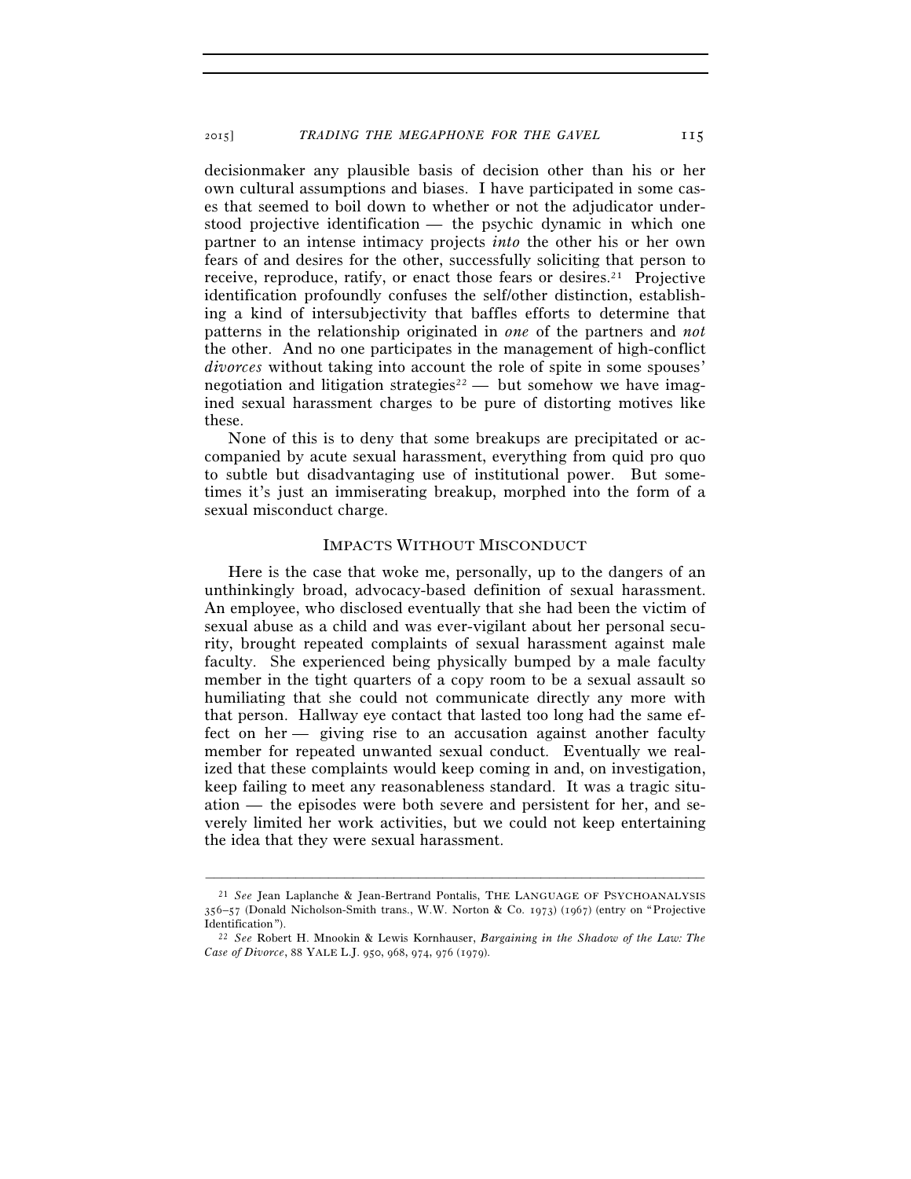decisionmaker any plausible basis of decision other than his or her own cultural assumptions and biases. I have participated in some cases that seemed to boil down to whether or not the adjudicator understood projective identification — the psychic dynamic in which one partner to an intense intimacy projects *into* the other his or her own fears of and desires for the other, successfully soliciting that person to receive, reproduce, ratify, or enact those fears or desires.[21] Projective identification profoundly confuses the self/other distinction, establishing a kind of intersubjectivity that baffles efforts to determine that patterns in the relationship originated in *one* of the partners and *not* the other. And no one participates in the management of high-conflict *divorces* without taking into account the role of spite in some spouses' negotiation and litigation strategies[22] — but somehow we have imagined sexual harassment charges to be pure of distorting motives like these.

None of this is to deny that some breakups are precipitated or accompanied by acute sexual harassment, everything from quid pro quo to subtle but disadvantaging use of institutional power. But sometimes it's just an immiserating breakup, morphed into the form of a sexual misconduct charge.

## IMPACTS WITHOUT MISCONDUCT

Here is the case that woke me, personally, up to the dangers of an unthinkingly broad, advocacy-based definition of sexual harassment. An employee, who disclosed eventually that she had been the victim of sexual abuse as a child and was ever-vigilant about her personal security, brought repeated complaints of sexual harassment against male faculty. She experienced being physically bumped by a male faculty member in the tight quarters of a copy room to be a sexual assault so humiliating that she could not communicate directly any more with that person. Hallway eye contact that lasted too long had the same effect on her — giving rise to an accusation against another faculty member for repeated unwanted sexual conduct. Eventually we realized that these complaints would keep coming in and, on investigation, keep failing to meet any reasonableness standard. It was a tragic situation — the episodes were both severe and persistent for her, and severely limited her work activities, but we could not keep entertaining the idea that they were sexual harassment.

---

[21] *See* Jean Laplanche & Jean-Bertrand Pontalis, THE LANGUAGE OF PSYCHOANALYSIS 356–57 (Donald Nicholson-Smith trans., W.W. Norton & Co. 1973) (1967) (entry on "Projective Identification").

[22] *See* Robert H. Mnookin & Lewis Kornhauser, *Bargaining in the Shadow of the Law: The Case of Divorce*, 88 YALE L.J. 950, 968, 974, 976 (1979).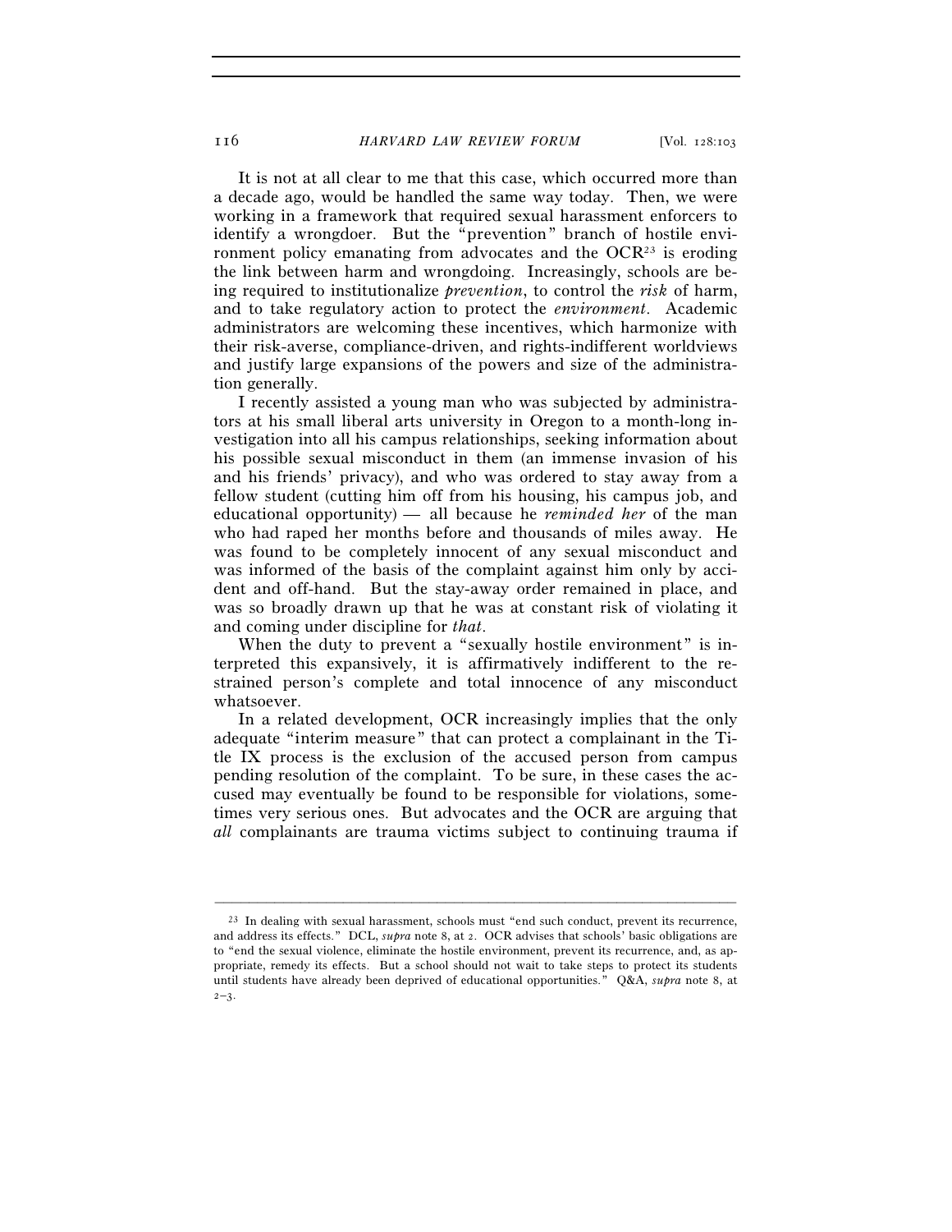It is not at all clear to me that this case, which occurred more than a decade ago, would be handled the same way today. Then, we were working in a framework that required sexual harassment enforcers to identify a wrongdoer. But the "prevention" branch of hostile environment policy emanating from advocates and the OCR[23] is eroding the link between harm and wrongdoing. Increasingly, schools are being required to institutionalize *prevention*, to control the *risk* of harm, and to take regulatory action to protect the *environment*. Academic administrators are welcoming these incentives, which harmonize with their risk-averse, compliance-driven, and rights-indifferent worldviews and justify large expansions of the powers and size of the administration generally.

I recently assisted a young man who was subjected by administrators at his small liberal arts university in Oregon to a month-long investigation into all his campus relationships, seeking information about his possible sexual misconduct in them (an immense invasion of his and his friends' privacy), and who was ordered to stay away from a fellow student (cutting him off from his housing, his campus job, and educational opportunity) — all because he *reminded her* of the man who had raped her months before and thousands of miles away. He was found to be completely innocent of any sexual misconduct and was informed of the basis of the complaint against him only by accident and off-hand. But the stay-away order remained in place, and was so broadly drawn up that he was at constant risk of violating it and coming under discipline for *that*.

When the duty to prevent a "sexually hostile environment" is interpreted this expansively, it is affirmatively indifferent to the restrained person's complete and total innocence of any misconduct whatsoever.

In a related development, OCR increasingly implies that the only adequate "interim measure" that can protect a complainant in the Title IX process is the exclusion of the accused person from campus pending resolution of the complaint. To be sure, in these cases the accused may eventually be found to be responsible for violations, sometimes very serious ones. But advocates and the OCR are arguing that *all* complainants are trauma victims subject to continuing trauma if

---

[23] In dealing with sexual harassment, schools must "end such conduct, prevent its recurrence, and address its effects." DCL, *supra* note 8, at 2. OCR advises that schools' basic obligations are to "end the sexual violence, eliminate the hostile environment, prevent its recurrence, and, as appropriate, remedy its effects. But a school should not wait to take steps to protect its students until students have already been deprived of educational opportunities." Q&A, *supra* note 8, at 2–3.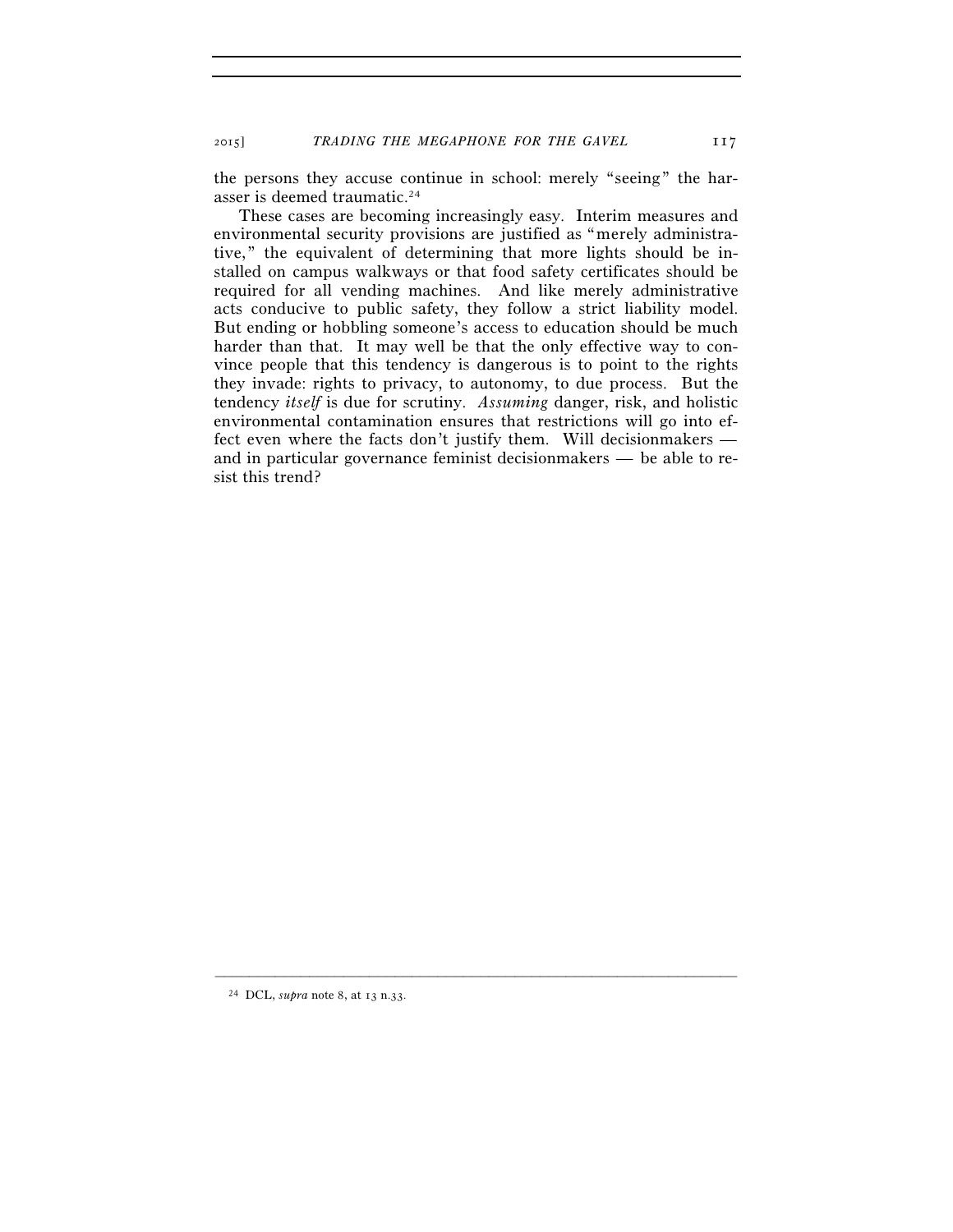the persons they accuse continue in school: merely "seeing" the harasser is deemed traumatic.[24]

These cases are becoming increasingly easy. Interim measures and environmental security provisions are justified as "merely administrative," the equivalent of determining that more lights should be installed on campus walkways or that food safety certificates should be required for all vending machines. And like merely administrative acts conducive to public safety, they follow a strict liability model. But ending or hobbling someone's access to education should be much harder than that. It may well be that the only effective way to convince people that this tendency is dangerous is to point to the rights they invade: rights to privacy, to autonomy, to due process. But the tendency *itself* is due for scrutiny. *Assuming* danger, risk, and holistic environmental contamination ensures that restrictions will go into effect even where the facts don't justify them. Will decisionmakers — and in particular governance feminist decisionmakers — be able to resist this trend?

---

[24] DCL, *supra* note 8, at 13 n.33.